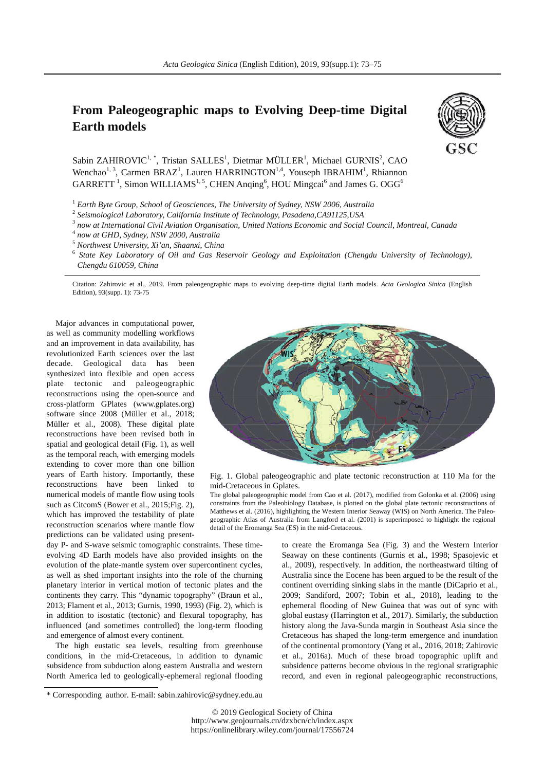# From Paleogeographic maps to Evolving Deep-time Digital Earth models

Sabin ZAHIROVIC[1, *], Tristan SALLES[1], Dietmar MÜLLER[1], Michael GURNIS[2], CAO Wenchao[1, 3], Carmen BRAZ[1], Lauren HARRINGTON[1,4], Youseph IBRAHIM[1], Rhiannon GARRETT[1], Simon WILLIAMS[1, 5], CHEN Anqing[6], HOU Mingcai[6] and James G. OGG[6]

[1] *Earth Byte Group, School of Geosciences, The University of Sydney, NSW 2006, Australia*
[2] *Seismological Laboratory, California Institute of Technology, Pasadena,CA91125,USA*
[3] *now at International Civil Aviation Organisation, United Nations Economic and Social Council, Montreal, Canada*
[4] *now at GHD, Sydney, NSW 2000, Australia*
[5] *Northwest University, Xi'an, Shaanxi, China*
[6] *State Key Laboratory of Oil and Gas Reservoir Geology and Exploitation (Chengdu University of Technology), Chengdu 610059, China*

Citation: Zahirovic et al., 2019. From paleogeographic maps to evolving deep-time digital Earth models. *Acta Geologica Sinica* (English Edition), 93(supp. 1): 73-75

Major advances in computational power, as well as community modelling workflows and an improvement in data availability, has revolutionized Earth sciences over the last decade. Geological data has been synthesized into flexible and open access plate tectonic and paleogeographic reconstructions using the open-source and cross-platform GPlates (www.gplates.org) software since 2008 (Müller et al., 2018; Müller et al., 2008). These digital plate reconstructions have been revised both in spatial and geological detail (Fig. 1), as well as the temporal reach, with emerging models extending to cover more than one billion years of Earth history. Importantly, these reconstructions have been linked to numerical models of mantle flow using tools such as CitcomS (Bower et al., 2015;Fig. 2), which has improved the testability of plate reconstruction scenarios where mantle flow predictions can be validated using present-day P- and S-wave seismic tomographic constraints. These time-evolving 4D Earth models have also provided insights on the evolution of the plate-mantle system over supercontinent cycles, as well as shed important insights into the role of the churning planetary interior in vertical motion of tectonic plates and the continents they carry. This "dynamic topography" (Braun et al., 2013; Flament et al., 2013; Gurnis, 1990, 1993) (Fig. 2), which is in addition to isostatic (tectonic) and flexural topography, has influenced (and sometimes controlled) the long-term flooding and emergence of almost every continent.

Fig. 1. Global paleogeographic and plate tectonic reconstruction at 110 Ma for the mid-Cretaceous in Gplates.

The global paleogeographic model from Cao et al. (2017), modified from Golonka et al. (2006) using constraints from the Paleobiology Database, is plotted on the global plate tectonic reconstructions of Matthews et al. (2016), highlighting the Western Interior Seaway (WIS) on North America. The Paleogeographic Atlas of Australia from Langford et al. (2001) is superimposed to highlight the regional detail of the Eromanga Sea (ES) in the mid-Cretaceous.

The high eustatic sea levels, resulting from greenhouse conditions, in the mid-Cretaceous, in addition to dynamic subsidence from subduction along eastern Australia and western North America led to geologically-ephemeral regional flooding to create the Eromanga Sea (Fig. 3) and the Western Interior Seaway on these continents (Gurnis et al., 1998; Spasojevic et al., 2009), respectively. In addition, the northeastward tilting of Australia since the Eocene has been argued to be the result of the continent overriding sinking slabs in the mantle (DiCaprio et al., 2009; Sandiford, 2007; Tobin et al., 2018), leading to the ephemeral flooding of New Guinea that was out of sync with global eustasy (Harrington et al., 2017). Similarly, the subduction history along the Java-Sunda margin in Southeast Asia since the Cretaceous has shaped the long-term emergence and inundation of the continental promontory (Yang et al., 2016, 2018; Zahirovic et al., 2016a). Much of these broad topographic uplift and subsidence patterns become obvious in the regional stratigraphic record, and even in regional paleogeographic reconstructions,

\* Corresponding author. E-mail: sabin.zahirovic@sydney.edu.au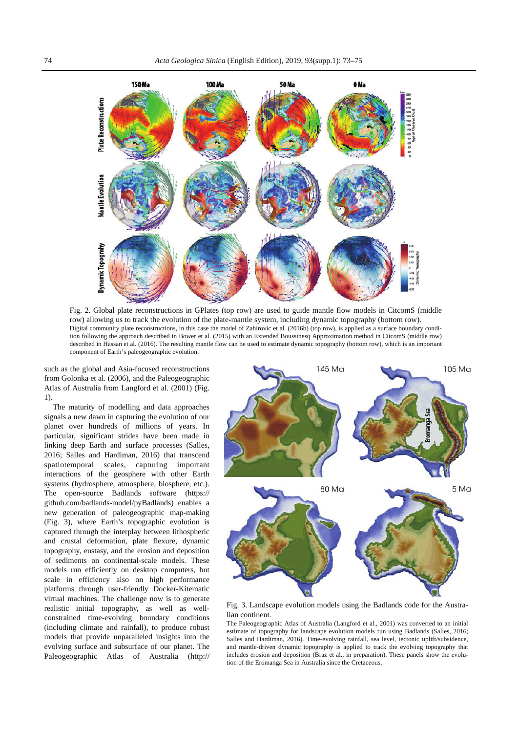Fig. 2. Global plate reconstructions in GPlates (top row) are used to guide mantle flow models in CitcomS (middle row) allowing us to track the evolution of the plate-mantle system, including dynamic topography (bottom row).

Digital community plate reconstructions, in this case the model of Zahirovic et al. (2016b) (top row), is applied as a surface boundary condition following the approach described in Bower et al. (2015) with an Extended Boussinesq Approximation method in CitcomS (middle row) described in Hassan et al. (2016). The resulting mantle flow can be used to estimate dynamic topography (bottom row), which is an important component of Earth's paleogeographic evolution.

such as the global and Asia-focused reconstructions from Golonka et al. (2006), and the Paleogeographic Atlas of Australia from Langford et al. (2001) (Fig. 1).

The maturity of modelling and data approaches signals a new dawn in capturing the evolution of our planet over hundreds of millions of years. In particular, significant strides have been made in linking deep Earth and surface processes (Salles, 2016; Salles and Hardiman, 2016) that transcend spatiotemporal scales, capturing important interactions of the geosphere with other Earth systems (hydrosphere, atmosphere, biosphere, etc.). The open-source Badlands software (https://github.com/badlands-model/pyBadlands) enables a new generation of paleogeographic map-making (Fig. 3), where Earth's topographic evolution is captured through the interplay between lithospheric and crustal deformation, plate flexure, dynamic topography, eustasy, and the erosion and deposition of sediments on continental-scale models. These models run efficiently on desktop computers, but scale in efficiency also on high performance platforms through user-friendly Docker-Kitematic virtual machines. The challenge now is to generate realistic initial topography, as well as well-constrained time-evolving boundary conditions (including climate and rainfall), to produce robust models that provide unparalleled insights into the evolving surface and subsurface of our planet. The Paleogeographic Atlas of Australia (http://

Fig. 3. Landscape evolution models using the Badlands code for the Australian continent.

The Paleogeographic Atlas of Australia (Langford et al., 2001) was converted to an initial estimate of topography for landscape evolution models run using Badlands (Salles, 2016; Salles and Hardiman, 2016). Time-evolving rainfall, sea level, tectonic uplift/subsidence, and mantle-driven dynamic topography is applied to track the evolving topography that includes erosion and deposition (Braz et al., in preparation). These panels show the evolution of the Eromanga Sea in Australia since the Cretaceous.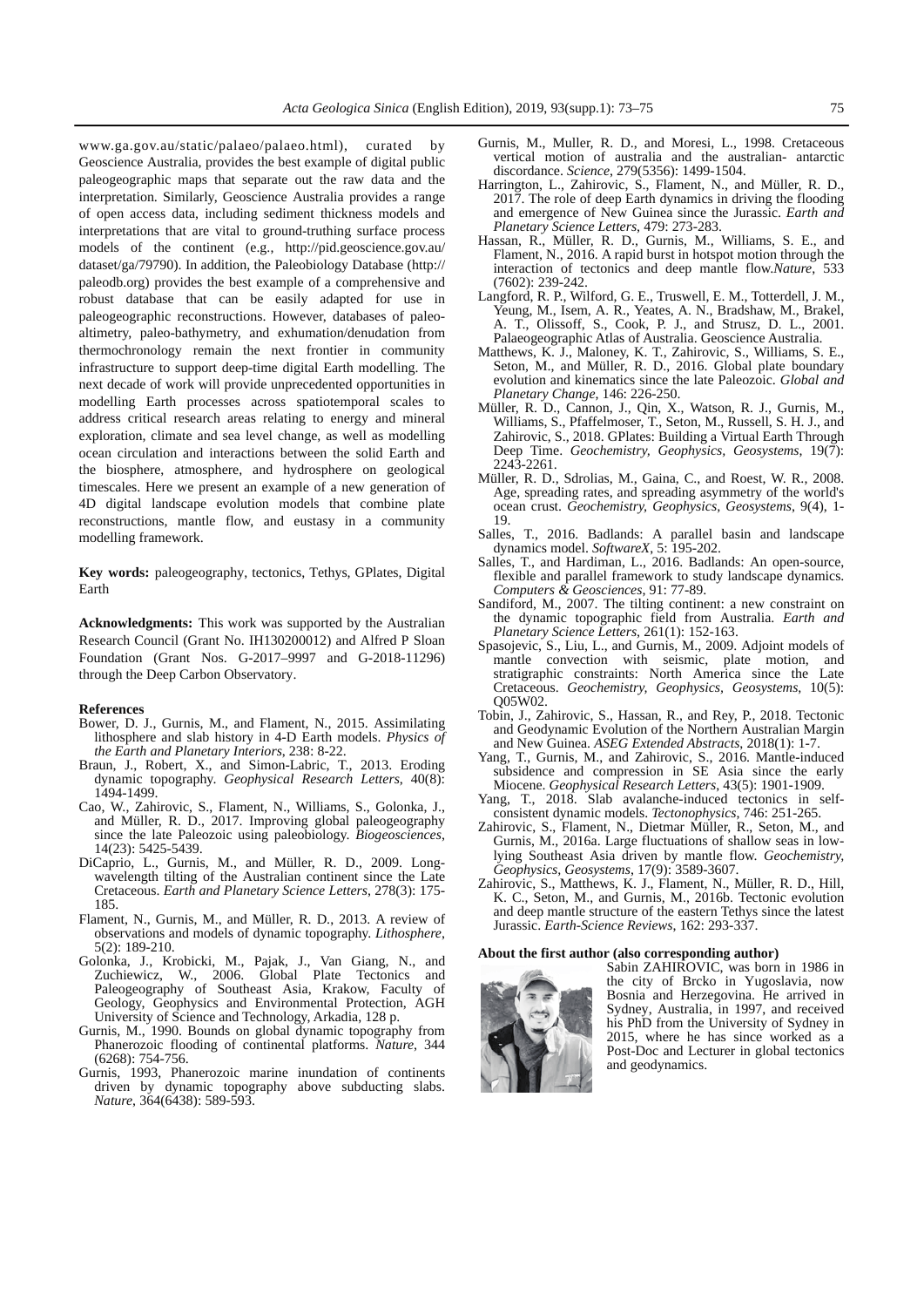www.ga.gov.au/static/palaeo/palaeo.html), curated by Geoscience Australia, provides the best example of digital public paleogeographic maps that separate out the raw data and the interpretation. Similarly, Geoscience Australia provides a range of open access data, including sediment thickness models and interpretations that are vital to ground-truthing surface process models of the continent (e.g., http://pid.geoscience.gov.au/dataset/ga/79790). In addition, the Paleobiology Database (http://paleodb.org) provides the best example of a comprehensive and robust database that can be easily adapted for use in paleogeographic reconstructions. However, databases of paleo-altimetry, paleo-bathymetry, and exhumation/denudation from thermochronology remain the next frontier in community infrastructure to support deep-time digital Earth modelling. The next decade of work will provide unprecedented opportunities in modelling Earth processes across spatiotemporal scales to address critical research areas relating to energy and mineral exploration, climate and sea level change, as well as modelling ocean circulation and interactions between the solid Earth and the biosphere, atmosphere, and hydrosphere on geological timescales. Here we present an example of a new generation of 4D digital landscape evolution models that combine plate reconstructions, mantle flow, and eustasy in a community modelling framework.

**Key words:** paleogeography, tectonics, Tethys, GPlates, Digital Earth

**Acknowledgments:** This work was supported by the Australian Research Council (Grant No. IH130200012) and Alfred P Sloan Foundation (Grant Nos. G-2017–9997 and G-2018-11296) through the Deep Carbon Observatory.

**References**

Bower, D. J., Gurnis, M., and Flament, N., 2015. Assimilating lithosphere and slab history in 4-D Earth models. *Physics of the Earth and Planetary Interiors*, 238: 8-22.

Braun, J., Robert, X., and Simon-Labric, T., 2013. Eroding dynamic topography. *Geophysical Research Letters*, 40(8): 1494-1499.

Cao, W., Zahirovic, S., Flament, N., Williams, S., Golonka, J., and Müller, R. D., 2017. Improving global paleogeography since the late Paleozoic using paleobiology. *Biogeosciences*, 14(23): 5425-5439.

DiCaprio, L., Gurnis, M., and Müller, R. D., 2009. Long-wavelength tilting of the Australian continent since the Late Cretaceous. *Earth and Planetary Science Letters*, 278(3): 175-185.

Flament, N., Gurnis, M., and Müller, R. D., 2013. A review of observations and models of dynamic topography. *Lithosphere*, 5(2): 189-210.

Golonka, J., Krobicki, M., Pajak, J., Van Giang, N., and Zuchiewicz, W., 2006. Global Plate Tectonics and Paleogeography of Southeast Asia, Krakow, Faculty of Geology, Geophysics and Environmental Protection, AGH University of Science and Technology, Arkadia, 128 p.

Gurnis, M., 1990. Bounds on global dynamic topography from Phanerozoic flooding of continental platforms. *Nature*, 344 (6268): 754-756.

Gurnis, 1993, Phanerozoic marine inundation of continents driven by dynamic topography above subducting slabs. *Nature*, 364(6438): 589-593.

Gurnis, M., Muller, R. D., and Moresi, L., 1998. Cretaceous vertical motion of australia and the australian- antarctic discordance. *Science*, 279(5356): 1499-1504.

Harrington, L., Zahirovic, S., Flament, N., and Müller, R. D., 2017. The role of deep Earth dynamics in driving the flooding and emergence of New Guinea since the Jurassic. *Earth and Planetary Science Letters*, 479: 273-283.

Hassan, R., Müller, R. D., Gurnis, M., Williams, S. E., and Flament, N., 2016. A rapid burst in hotspot motion through the interaction of tectonics and deep mantle flow.*Nature*, 533 (7602): 239-242.

Langford, R. P., Wilford, G. E., Truswell, E. M., Totterdell, J. M., Yeung, M., Isem, A. R., Yeates, A. N., Bradshaw, M., Brakel, A. T., Olissoff, S., Cook, P. J., and Strusz, D. L., 2001. Palaeogeographic Atlas of Australia. Geoscience Australia.

Matthews, K. J., Maloney, K. T., Zahirovic, S., Williams, S. E., Seton, M., and Müller, R. D., 2016. Global plate boundary evolution and kinematics since the late Paleozoic. *Global and Planetary Change*, 146: 226-250.

Müller, R. D., Cannon, J., Qin, X., Watson, R. J., Gurnis, M., Williams, S., Pfaffelmoser, T., Seton, M., Russell, S. H. J., and Zahirovic, S., 2018. GPlates: Building a Virtual Earth Through Deep Time. *Geochemistry, Geophysics, Geosystems*, 19(7): 2243-2261.

Müller, R. D., Sdrolias, M., Gaina, C., and Roest, W. R., 2008. Age, spreading rates, and spreading asymmetry of the world's ocean crust. *Geochemistry, Geophysics, Geosystems*, 9(4), 1-19.

Salles, T., 2016. Badlands: A parallel basin and landscape dynamics model. *SoftwareX*, 5: 195-202.

Salles, T., and Hardiman, L., 2016. Badlands: An open-source, flexible and parallel framework to study landscape dynamics. *Computers & Geosciences*, 91: 77-89.

Sandiford, M., 2007. The tilting continent: a new constraint on the dynamic topographic field from Australia. *Earth and Planetary Science Letters*, 261(1): 152-163.

Spasojevic, S., Liu, L., and Gurnis, M., 2009. Adjoint models of mantle convection with seismic, plate motion, and stratigraphic constraints: North America since the Late Cretaceous. *Geochemistry, Geophysics, Geosystems*, 10(5): Q05W02.

Tobin, J., Zahirovic, S., Hassan, R., and Rey, P., 2018. Tectonic and Geodynamic Evolution of the Northern Australian Margin and New Guinea. *ASEG Extended Abstracts*, 2018(1): 1-7.

Yang, T., Gurnis, M., and Zahirovic, S., 2016. Mantle-induced subsidence and compression in SE Asia since the early Miocene. *Geophysical Research Letters*, 43(5): 1901-1909.

Yang, T., 2018. Slab avalanche-induced tectonics in self-consistent dynamic models. *Tectonophysics*, 746: 251-265.

Zahirovic, S., Flament, N., Dietmar Müller, R., Seton, M., and Gurnis, M., 2016a. Large fluctuations of shallow seas in low-lying Southeast Asia driven by mantle flow. *Geochemistry, Geophysics, Geosystems*, 17(9): 3589-3607.

Zahirovic, S., Matthews, K. J., Flament, N., Müller, R. D., Hill, K. C., Seton, M., and Gurnis, M., 2016b. Tectonic evolution and deep mantle structure of the eastern Tethys since the latest Jurassic. *Earth-Science Reviews*, 162: 293-337.

**About the first author (also corresponding author)**

Sabin ZAHIROVIC, was born in 1986 in the city of Brcko in Yugoslavia, now Bosnia and Herzegovina. He arrived in Sydney, Australia, in 1997, and received his PhD from the University of Sydney in 2015, where he has since worked as a Post-Doc and Lecturer in global tectonics and geodynamics.